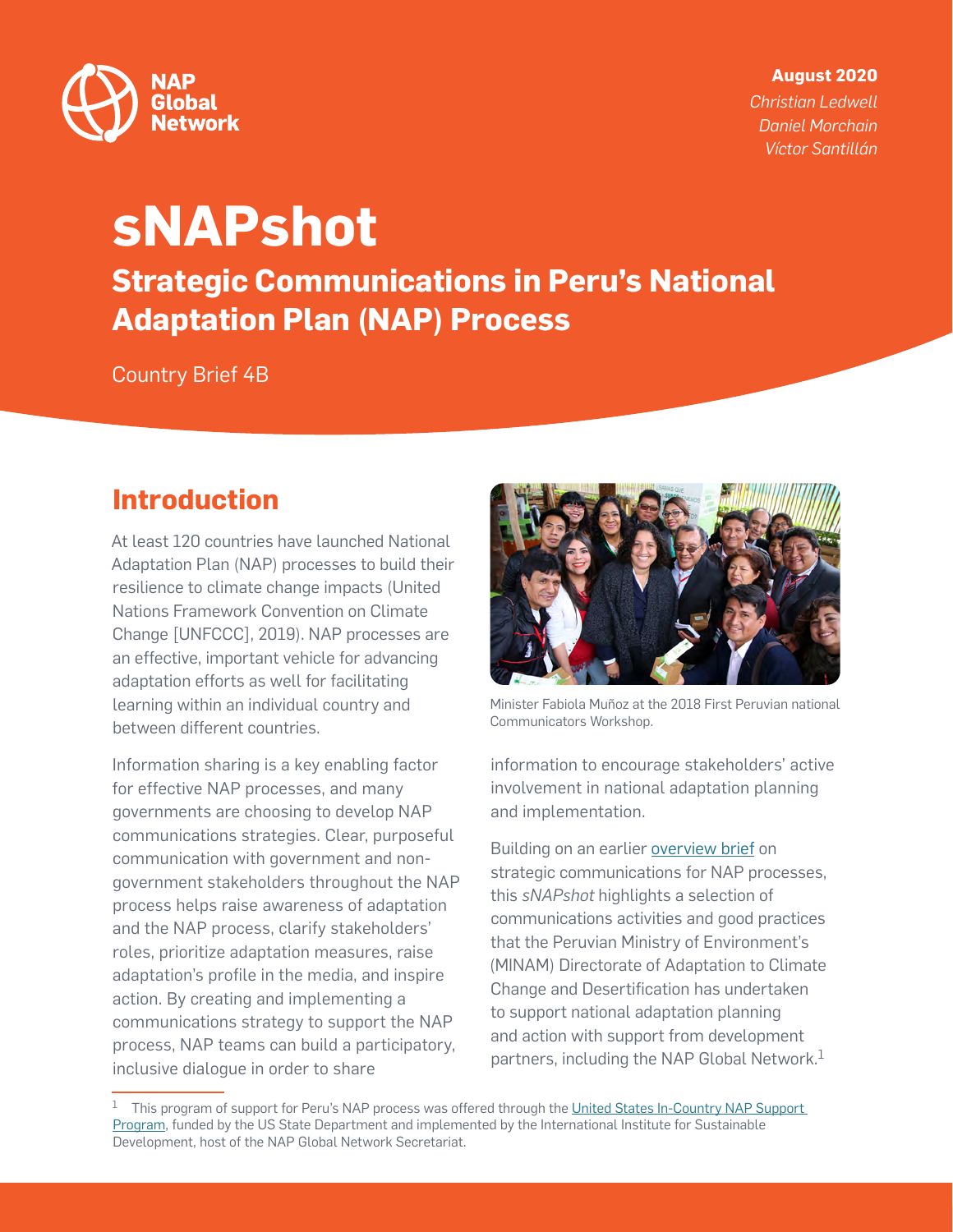NAP Global Network

**August 2020**
*Christian Ledwell*
*Daniel Morchain*
*Víctor Santillán*

# sNAPshot

## Strategic Communications in Peru's National Adaptation Plan (NAP) Process

Country Brief 4B

## Introduction

At least 120 countries have launched National Adaptation Plan (NAP) processes to build their resilience to climate change impacts (United Nations Framework Convention on Climate Change [UNFCCC], 2019). NAP processes are an effective, important vehicle for advancing adaptation efforts as well for facilitating learning within an individual country and between different countries.

Information sharing is a key enabling factor for effective NAP processes, and many governments are choosing to develop NAP communications strategies. Clear, purposeful communication with government and non-government stakeholders throughout the NAP process helps raise awareness of adaptation and the NAP process, clarify stakeholders' roles, prioritize adaptation measures, raise adaptation's profile in the media, and inspire action. By creating and implementing a communications strategy to support the NAP process, NAP teams can build a participatory, inclusive dialogue in order to share information to encourage stakeholders' active involvement in national adaptation planning and implementation.

Minister Fabiola Muñoz at the 2018 First Peruvian national Communicators Workshop.

Building on an earlier overview brief on strategic communications for NAP processes, this *sNAPshot* highlights a selection of communications activities and good practices that the Peruvian Ministry of Environment's (MINAM) Directorate of Adaptation to Climate Change and Desertification has undertaken to support national adaptation planning and action with support from development partners, including the NAP Global Network.[1]

[1] This program of support for Peru's NAP process was offered through the United States In-Country NAP Support Program, funded by the US State Department and implemented by the International Institute for Sustainable Development, host of the NAP Global Network Secretariat.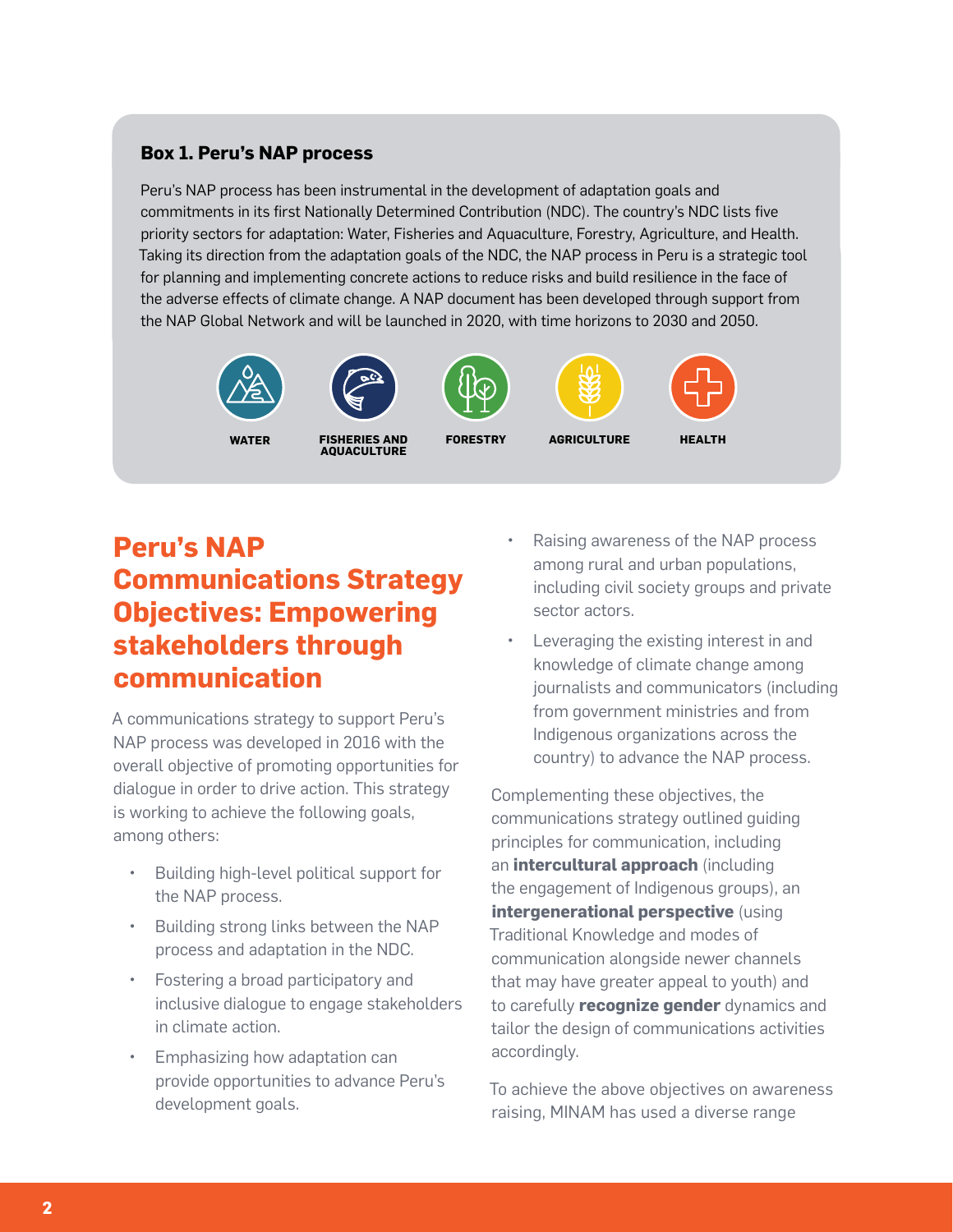### Box 1. Peru's NAP process

Peru's NAP process has been instrumental in the development of adaptation goals and commitments in its first Nationally Determined Contribution (NDC). The country's NDC lists five priority sectors for adaptation: Water, Fisheries and Aquaculture, Forestry, Agriculture, and Health. Taking its direction from the adaptation goals of the NDC, the NAP process in Peru is a strategic tool for planning and implementing concrete actions to reduce risks and build resilience in the face of the adverse effects of climate change. A NAP document has been developed through support from the NAP Global Network and will be launched in 2020, with time horizons to 2030 and 2050.

WATER

FISHERIES AND AQUACULTURE

FORESTRY

AGRICULTURE

HEALTH

## Peru's NAP Communications Strategy Objectives: Empowering stakeholders through communication

A communications strategy to support Peru's NAP process was developed in 2016 with the overall objective of promoting opportunities for dialogue in order to drive action. This strategy is working to achieve the following goals, among others:

- Building high-level political support for the NAP process.
- Building strong links between the NAP process and adaptation in the NDC.
- Fostering a broad participatory and inclusive dialogue to engage stakeholders in climate action.
- Emphasizing how adaptation can provide opportunities to advance Peru's development goals.
- Raising awareness of the NAP process among rural and urban populations, including civil society groups and private sector actors.
- Leveraging the existing interest in and knowledge of climate change among journalists and communicators (including from government ministries and from Indigenous organizations across the country) to advance the NAP process.

Complementing these objectives, the communications strategy outlined guiding principles for communication, including an **intercultural approach** (including the engagement of Indigenous groups), an **intergenerational perspective** (using Traditional Knowledge and modes of communication alongside newer channels that may have greater appeal to youth) and to carefully **recognize gender** dynamics and tailor the design of communications activities accordingly.

To achieve the above objectives on awareness raising, MINAM has used a diverse range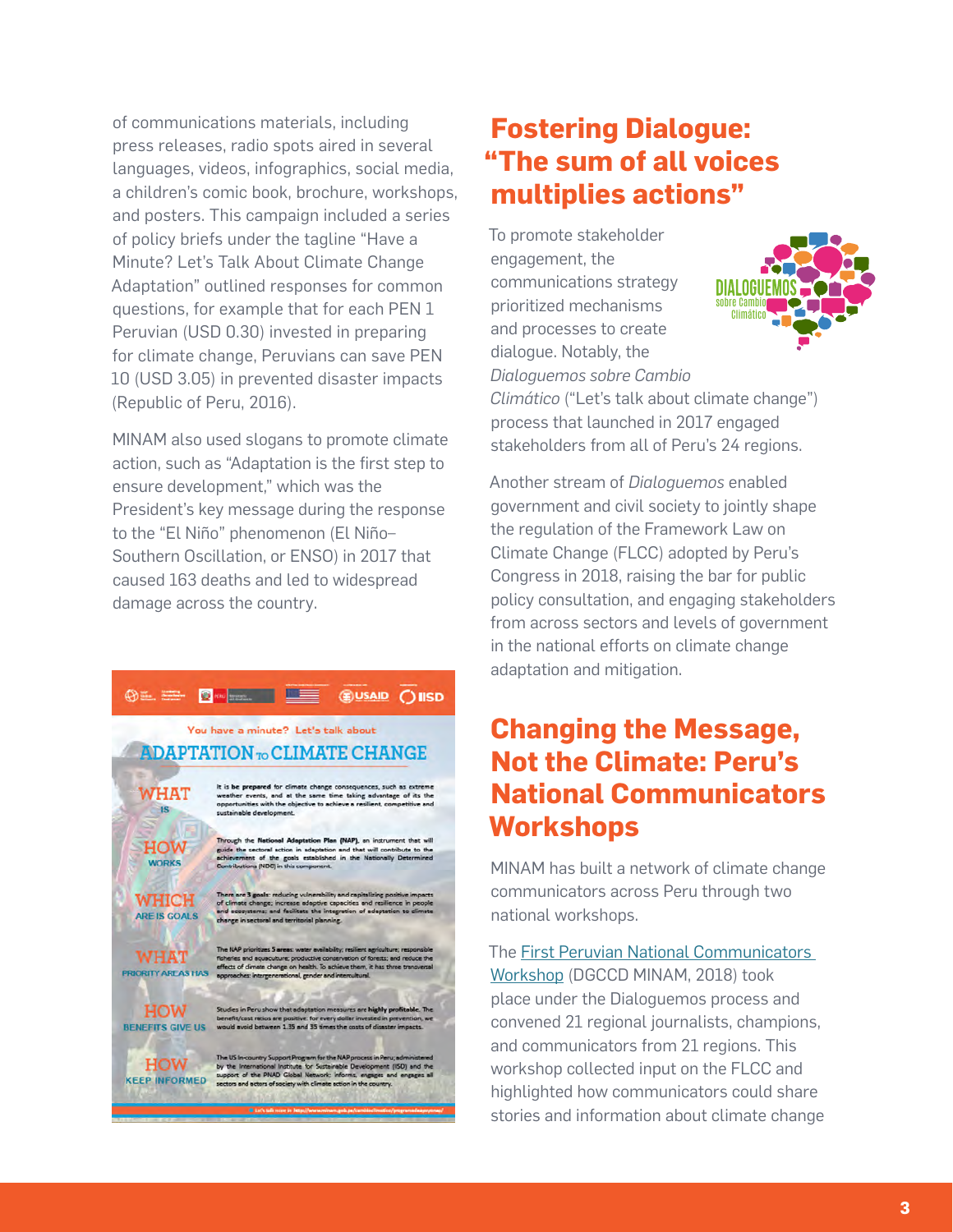of communications materials, including press releases, radio spots aired in several languages, videos, infographics, social media, a children's comic book, brochure, workshops, and posters. This campaign included a series of policy briefs under the tagline "Have a Minute? Let's Talk About Climate Change Adaptation" outlined responses for common questions, for example that for each PEN 1 Peruvian (USD 0.30) invested in preparing for climate change, Peruvians can save PEN 10 (USD 3.05) in prevented disaster impacts (Republic of Peru, 2016).

MINAM also used slogans to promote climate action, such as "Adaptation is the first step to ensure development," which was the President's key message during the response to the "El Niño" phenomenon (El Niño–Southern Oscillation, or ENSO) in 2017 that caused 163 deaths and led to widespread damage across the country.

## Fostering Dialogue: "The sum of all voices multiplies actions"

To promote stakeholder engagement, the communications strategy prioritized mechanisms and processes to create dialogue. Notably, the *Dialoguemos sobre Cambio Climático* ("Let's talk about climate change") process that launched in 2017 engaged stakeholders from all of Peru's 24 regions.

Another stream of *Dialoguemos* enabled government and civil society to jointly shape the regulation of the Framework Law on Climate Change (FLCC) adopted by Peru's Congress in 2018, raising the bar for public policy consultation, and engaging stakeholders from across sectors and levels of government in the national efforts on climate change adaptation and mitigation.

## Changing the Message, Not the Climate: Peru's National Communicators Workshops

MINAM has built a network of climate change communicators across Peru through two national workshops.

The [First Peruvian National Communicators Workshop] (DGCCD MINAM, 2018) took place under the Dialoguemos process and convened 21 regional journalists, champions, and communicators from 21 regions. This workshop collected input on the FLCC and highlighted how communicators could share stories and information about climate change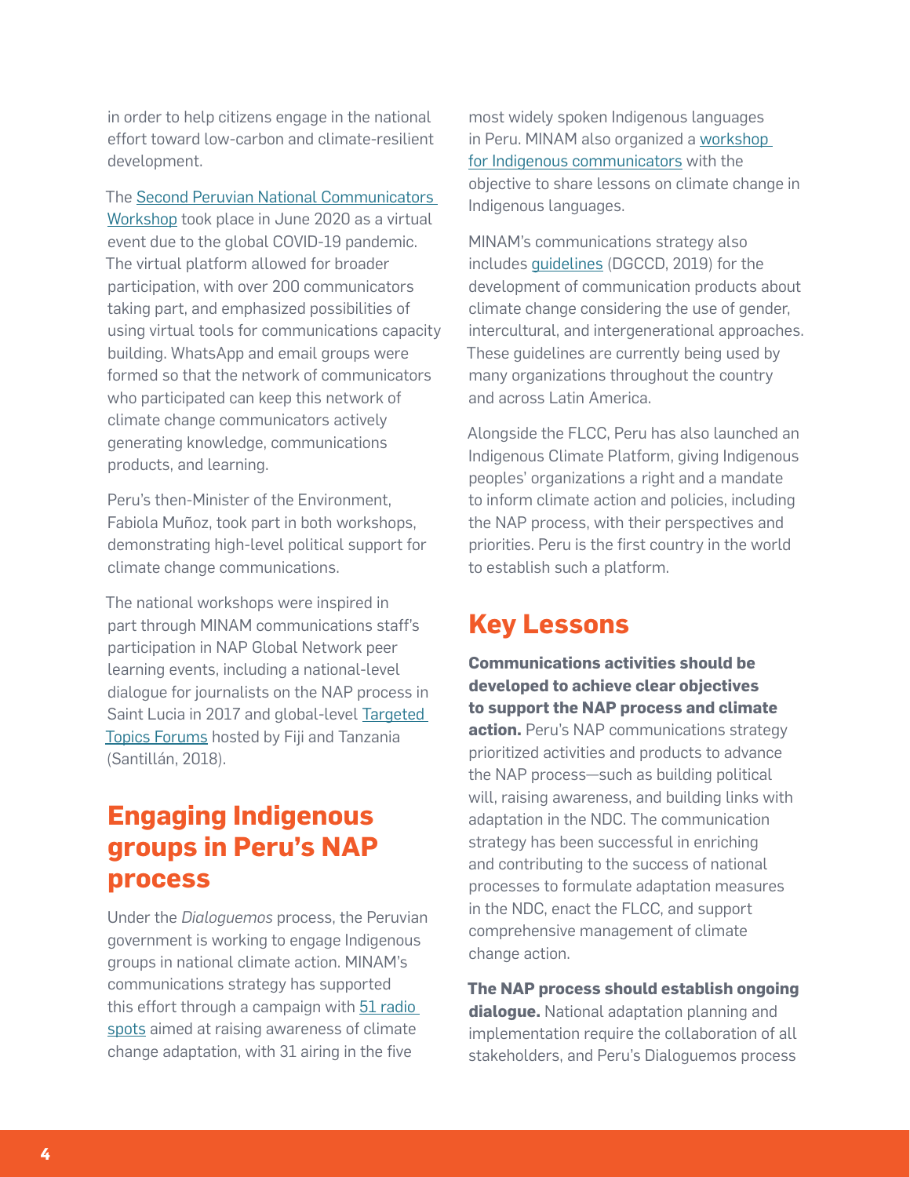in order to help citizens engage in the national effort toward low-carbon and climate-resilient development.

The Second Peruvian National Communicators Workshop took place in June 2020 as a virtual event due to the global COVID-19 pandemic. The virtual platform allowed for broader participation, with over 200 communicators taking part, and emphasized possibilities of using virtual tools for communications capacity building. WhatsApp and email groups were formed so that the network of communicators who participated can keep this network of climate change communicators actively generating knowledge, communications products, and learning.

Peru's then-Minister of the Environment, Fabiola Muñoz, took part in both workshops, demonstrating high-level political support for climate change communications.

The national workshops were inspired in part through MINAM communications staff's participation in NAP Global Network peer learning events, including a national-level dialogue for journalists on the NAP process in Saint Lucia in 2017 and global-level Targeted Topics Forums hosted by Fiji and Tanzania (Santillán, 2018).

## Engaging Indigenous groups in Peru's NAP process

Under the *Dialoguemos* process, the Peruvian government is working to engage Indigenous groups in national climate action. MINAM's communications strategy has supported this effort through a campaign with 51 radio spots aimed at raising awareness of climate change adaptation, with 31 airing in the five most widely spoken Indigenous languages in Peru. MINAM also organized a workshop for Indigenous communicators with the objective to share lessons on climate change in Indigenous languages.

MINAM's communications strategy also includes guidelines (DGCCD, 2019) for the development of communication products about climate change considering the use of gender, intercultural, and intergenerational approaches. These guidelines are currently being used by many organizations throughout the country and across Latin America.

Alongside the FLCC, Peru has also launched an Indigenous Climate Platform, giving Indigenous peoples' organizations a right and a mandate to inform climate action and policies, including the NAP process, with their perspectives and priorities. Peru is the first country in the world to establish such a platform.

## Key Lessons

**Communications activities should be developed to achieve clear objectives to support the NAP process and climate action.** Peru's NAP communications strategy prioritized activities and products to advance the NAP process—such as building political will, raising awareness, and building links with adaptation in the NDC. The communication strategy has been successful in enriching and contributing to the success of national processes to formulate adaptation measures in the NDC, enact the FLCC, and support comprehensive management of climate change action.

**The NAP process should establish ongoing dialogue.** National adaptation planning and implementation require the collaboration of all stakeholders, and Peru's Dialoguemos process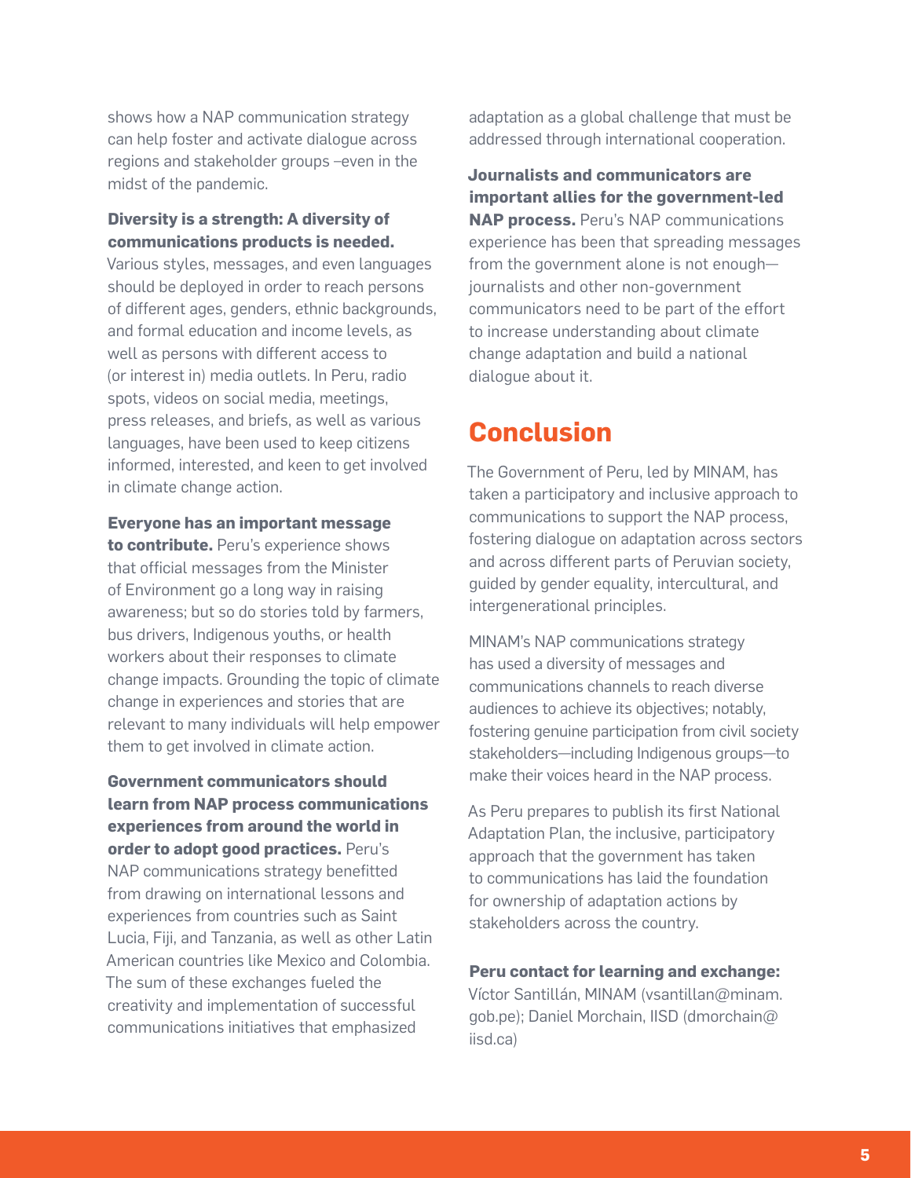shows how a NAP communication strategy can help foster and activate dialogue across regions and stakeholder groups –even in the midst of the pandemic.

**Diversity is a strength: A diversity of communications products is needed.** Various styles, messages, and even languages should be deployed in order to reach persons of different ages, genders, ethnic backgrounds, and formal education and income levels, as well as persons with different access to (or interest in) media outlets. In Peru, radio spots, videos on social media, meetings, press releases, and briefs, as well as various languages, have been used to keep citizens informed, interested, and keen to get involved in climate change action.

**Everyone has an important message to contribute.** Peru's experience shows that official messages from the Minister of Environment go a long way in raising awareness; but so do stories told by farmers, bus drivers, Indigenous youths, or health workers about their responses to climate change impacts. Grounding the topic of climate change in experiences and stories that are relevant to many individuals will help empower them to get involved in climate action.

**Government communicators should learn from NAP process communications experiences from around the world in order to adopt good practices.** Peru's NAP communications strategy benefitted from drawing on international lessons and experiences from countries such as Saint Lucia, Fiji, and Tanzania, as well as other Latin American countries like Mexico and Colombia. The sum of these exchanges fueled the creativity and implementation of successful communications initiatives that emphasized adaptation as a global challenge that must be addressed through international cooperation.

**Journalists and communicators are important allies for the government-led NAP process.** Peru's NAP communications experience has been that spreading messages from the government alone is not enough—journalists and other non-government communicators need to be part of the effort to increase understanding about climate change adaptation and build a national dialogue about it.

## Conclusion

The Government of Peru, led by MINAM, has taken a participatory and inclusive approach to communications to support the NAP process, fostering dialogue on adaptation across sectors and across different parts of Peruvian society, guided by gender equality, intercultural, and intergenerational principles.

MINAM's NAP communications strategy has used a diversity of messages and communications channels to reach diverse audiences to achieve its objectives; notably, fostering genuine participation from civil society stakeholders—including Indigenous groups—to make their voices heard in the NAP process.

As Peru prepares to publish its first National Adaptation Plan, the inclusive, participatory approach that the government has taken to communications has laid the foundation for ownership of adaptation actions by stakeholders across the country.

**Peru contact for learning and exchange:** Víctor Santillán, MINAM (vsantillan@minam.gob.pe); Daniel Morchain, IISD (dmorchain@iisd.ca)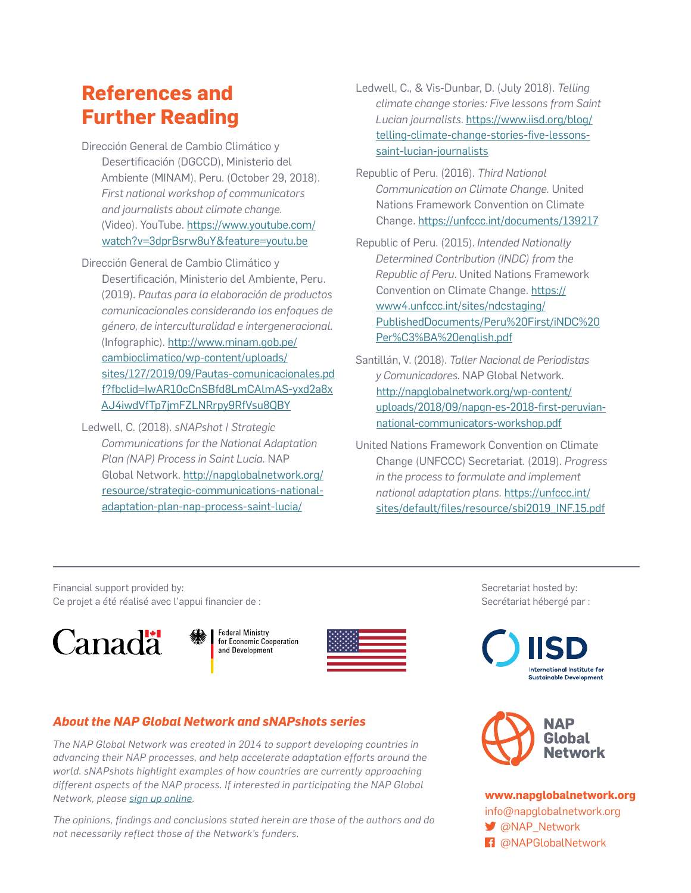## References and Further Reading

Dirección General de Cambio Climático y Desertificación (DGCCD), Ministerio del Ambiente (MINAM), Peru. (October 29, 2018). *First national workshop of communicators and journalists about climate change.* (Video). YouTube. https://www.youtube.com/watch?v=3dprBsrw8uY&feature=youtu.be

Dirección General de Cambio Climático y Desertificación, Ministerio del Ambiente, Peru. (2019). *Pautas para la elaboración de productos comunicacionales considerando los enfoques de género, de interculturalidad e intergeneracional.* (Infographic). http://www.minam.gob.pe/cambioclimatico/wp-content/uploads/sites/127/2019/09/Pautas-comunicacionales.pdf?fbclid=IwAR10cCnSBfd8LmCAlmAS-yxd2a8xAJ4iwdVfTp7jmFZLNRrpy9RfVsu8QBY

Ledwell, C. (2018). *sNAPshot | Strategic Communications for the National Adaptation Plan (NAP) Process in Saint Lucia.* NAP Global Network. http://napglobalnetwork.org/resource/strategic-communications-national-adaptation-plan-nap-process-saint-lucia/

Ledwell, C., & Vis-Dunbar, D. (July 2018). *Telling climate change stories: Five lessons from Saint Lucian journalists.* https://www.iisd.org/blog/telling-climate-change-stories-five-lessons-saint-lucian-journalists

Republic of Peru. (2016). *Third National Communication on Climate Change.* United Nations Framework Convention on Climate Change. https://unfccc.int/documents/139217

Republic of Peru. (2015). *Intended Nationally Determined Contribution (INDC) from the Republic of Peru*. United Nations Framework Convention on Climate Change. https://www4.unfccc.int/sites/ndcstaging/PublishedDocuments/Peru%20First/iNDC%20Per%C3%BA%20english.pdf

Santillán, V. (2018). *Taller Nacional de Periodistas y Comunicadores.* NAP Global Network. http://napglobalnetwork.org/wp-content/uploads/2018/09/napgn-es-2018-first-peruvian-national-communicators-workshop.pdf

United Nations Framework Convention on Climate Change (UNFCCC) Secretariat. (2019). *Progress in the process to formulate and implement national adaptation plans.* https://unfccc.int/sites/default/files/resource/sbi2019_INF.15.pdf

---

Financial support provided by:
Ce projet a été réalisé avec l'appui financier de :

Canada
Federal Ministry for Economic Cooperation and Development

Secretariat hosted by:
Secrétariat hébergé par :

IISD International Institute for Sustainable Development

### *About the NAP Global Network and sNAPshots series*

*The NAP Global Network was created in 2014 to support developing countries in advancing their NAP processes, and help accelerate adaptation efforts around the world. sNAPshots highlight examples of how countries are currently approaching different aspects of the NAP process. If interested in participating the NAP Global Network, please sign up online.*

*The opinions, findings and conclusions stated herein are those of the authors and do not necessarily reflect those of the Network's funders.*

NAP Global Network

**www.napglobalnetwork.org**
info@napglobalnetwork.org
@NAP_Network
@NAPGlobalNetwork